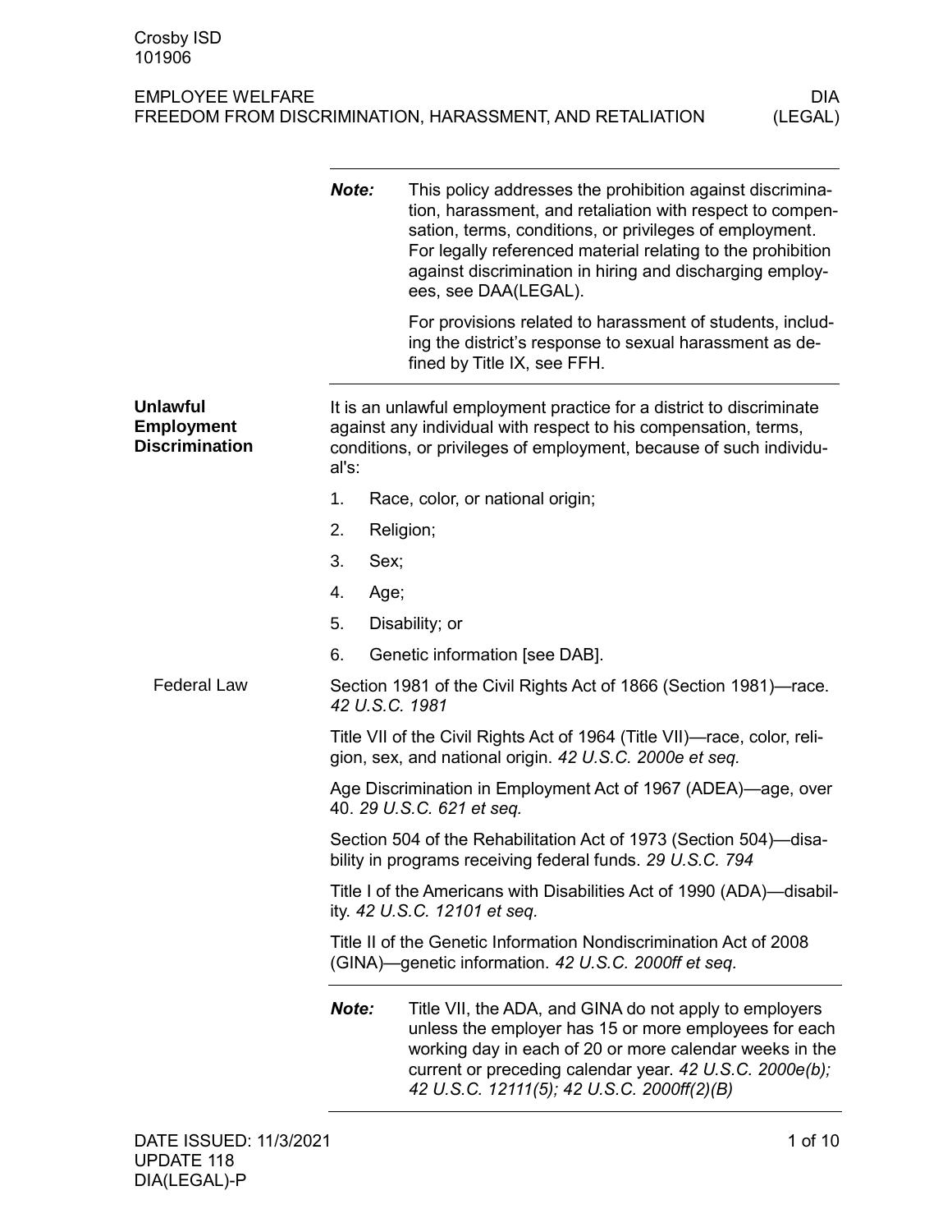Crosby ISD
101906

EMPLOYEE WELFARE
FREEDOM FROM DISCRIMINATION, HARASSMENT, AND RETALIATION

DIA
(LEGAL)

**Note:** This policy addresses the prohibition against discrimination, harassment, and retaliation with respect to compensation, terms, conditions, or privileges of employment. For legally referenced material relating to the prohibition against discrimination in hiring and discharging employees, see DAA(LEGAL).

For provisions related to harassment of students, including the district's response to sexual harassment as defined by Title IX, see FFH.

## Unlawful Employment Discrimination

It is an unlawful employment practice for a district to discriminate against any individual with respect to his compensation, terms, conditions, or privileges of employment, because of such individual's:

1. Race, color, or national origin;
2. Religion;
3. Sex;
4. Age;
5. Disability; or
6. Genetic information [see DAB].

### Federal Law

Section 1981 of the Civil Rights Act of 1866 (Section 1981)—race. *42 U.S.C. 1981*

Title VII of the Civil Rights Act of 1964 (Title VII)—race, color, religion, sex, and national origin. *42 U.S.C. 2000e et seq.*

Age Discrimination in Employment Act of 1967 (ADEA)—age, over 40. *29 U.S.C. 621 et seq.*

Section 504 of the Rehabilitation Act of 1973 (Section 504)—disability in programs receiving federal funds. *29 U.S.C. 794*

Title I of the Americans with Disabilities Act of 1990 (ADA)—disability. *42 U.S.C. 12101 et seq.*

Title II of the Genetic Information Nondiscrimination Act of 2008 (GINA)—genetic information. *42 U.S.C. 2000ff et seq.*

**Note:** Title VII, the ADA, and GINA do not apply to employers unless the employer has 15 or more employees for each working day in each of 20 or more calendar weeks in the current or preceding calendar year. *42 U.S.C. 2000e(b); 42 U.S.C. 12111(5); 42 U.S.C. 2000ff(2)(B)*

DATE ISSUED: 11/3/2021
UPDATE 118
DIA(LEGAL)-P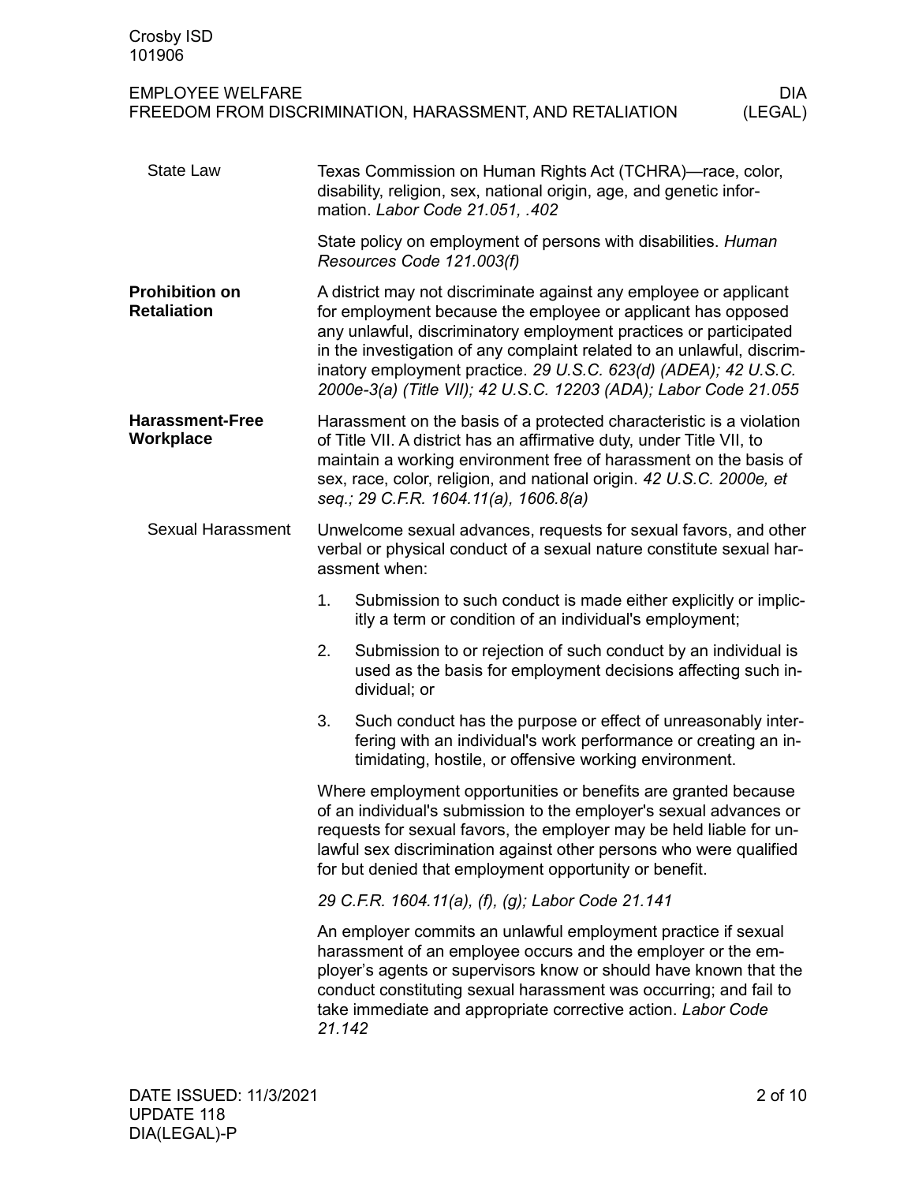### State Law

Texas Commission on Human Rights Act (TCHRA)—race, color, disability, religion, sex, national origin, age, and genetic information. *Labor Code 21.051, .402*

State policy on employment of persons with disabilities. *Human Resources Code 121.003(f)*

## Prohibition on Retaliation

A district may not discriminate against any employee or applicant for employment because the employee or applicant has opposed any unlawful, discriminatory employment practices or participated in the investigation of any complaint related to an unlawful, discriminatory employment practice. *29 U.S.C. 623(d) (ADEA); 42 U.S.C. 2000e-3(a) (Title VII); 42 U.S.C. 12203 (ADA); Labor Code 21.055*

## Harassment-Free Workplace

Harassment on the basis of a protected characteristic is a violation of Title VII. A district has an affirmative duty, under Title VII, to maintain a working environment free of harassment on the basis of sex, race, color, religion, and national origin. *42 U.S.C. 2000e, et seq.; 29 C.F.R. 1604.11(a), 1606.8(a)*

### Sexual Harassment

Unwelcome sexual advances, requests for sexual favors, and other verbal or physical conduct of a sexual nature constitute sexual harassment when:

1. Submission to such conduct is made either explicitly or implicitly a term or condition of an individual's employment;
2. Submission to or rejection of such conduct by an individual is used as the basis for employment decisions affecting such individual; or
3. Such conduct has the purpose or effect of unreasonably interfering with an individual's work performance or creating an intimidating, hostile, or offensive working environment.

Where employment opportunities or benefits are granted because of an individual's submission to the employer's sexual advances or requests for sexual favors, the employer may be held liable for unlawful sex discrimination against other persons who were qualified for but denied that employment opportunity or benefit.

*29 C.F.R. 1604.11(a), (f), (g); Labor Code 21.141*

An employer commits an unlawful employment practice if sexual harassment of an employee occurs and the employer or the employer's agents or supervisors know or should have known that the conduct constituting sexual harassment was occurring; and fail to take immediate and appropriate corrective action. *Labor Code 21.142*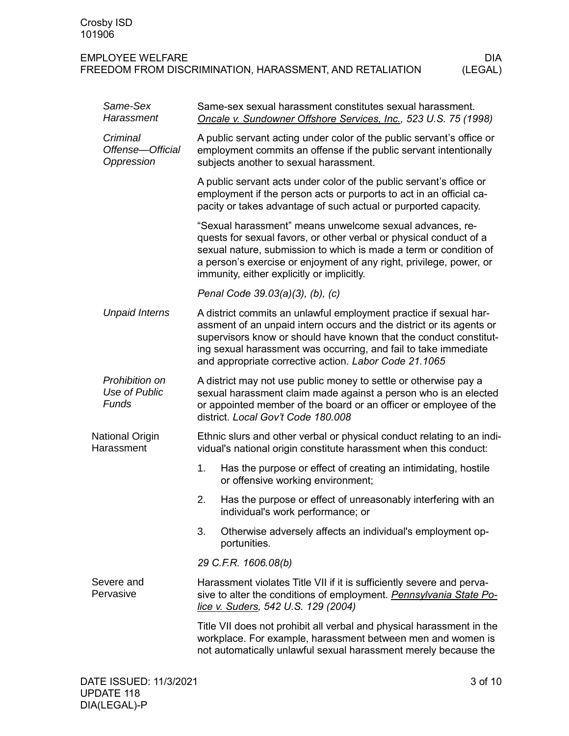### *Same-Sex Harassment*

Same-sex sexual harassment constitutes sexual harassment. *Oncale v. Sundowner Offshore Services, Inc., 523 U.S. 75 (1998)*

### *Criminal Offense—Official Oppression*

A public servant acting under color of the public servant's office or employment commits an offense if the public servant intentionally subjects another to sexual harassment.

A public servant acts under color of the public servant's office or employment if the person acts or purports to act in an official capacity or takes advantage of such actual or purported capacity.

"Sexual harassment" means unwelcome sexual advances, requests for sexual favors, or other verbal or physical conduct of a sexual nature, submission to which is made a term or condition of a person's exercise or enjoyment of any right, privilege, power, or immunity, either explicitly or implicitly.

*Penal Code 39.03(a)(3), (b), (c)*

### *Unpaid Interns*

A district commits an unlawful employment practice if sexual harassment of an unpaid intern occurs and the district or its agents or supervisors know or should have known that the conduct constituting sexual harassment was occurring, and fail to take immediate and appropriate corrective action. *Labor Code 21.1065*

### *Prohibition on Use of Public Funds*

A district may not use public money to settle or otherwise pay a sexual harassment claim made against a person who is an elected or appointed member of the board or an officer or employee of the district. *Local Gov't Code 180.008*

## National Origin Harassment

Ethnic slurs and other verbal or physical conduct relating to an individual's national origin constitute harassment when this conduct:

1. Has the purpose or effect of creating an intimidating, hostile or offensive working environment;
2. Has the purpose or effect of unreasonably interfering with an individual's work performance; or
3. Otherwise adversely affects an individual's employment opportunities.

*29 C.F.R. 1606.08(b)*

## Severe and Pervasive

Harassment violates Title VII if it is sufficiently severe and pervasive to alter the conditions of employment. *Pennsylvania State Police v. Suders, 542 U.S. 129 (2004)*

Title VII does not prohibit all verbal and physical harassment in the workplace. For example, harassment between men and women is not automatically unlawful sexual harassment merely because the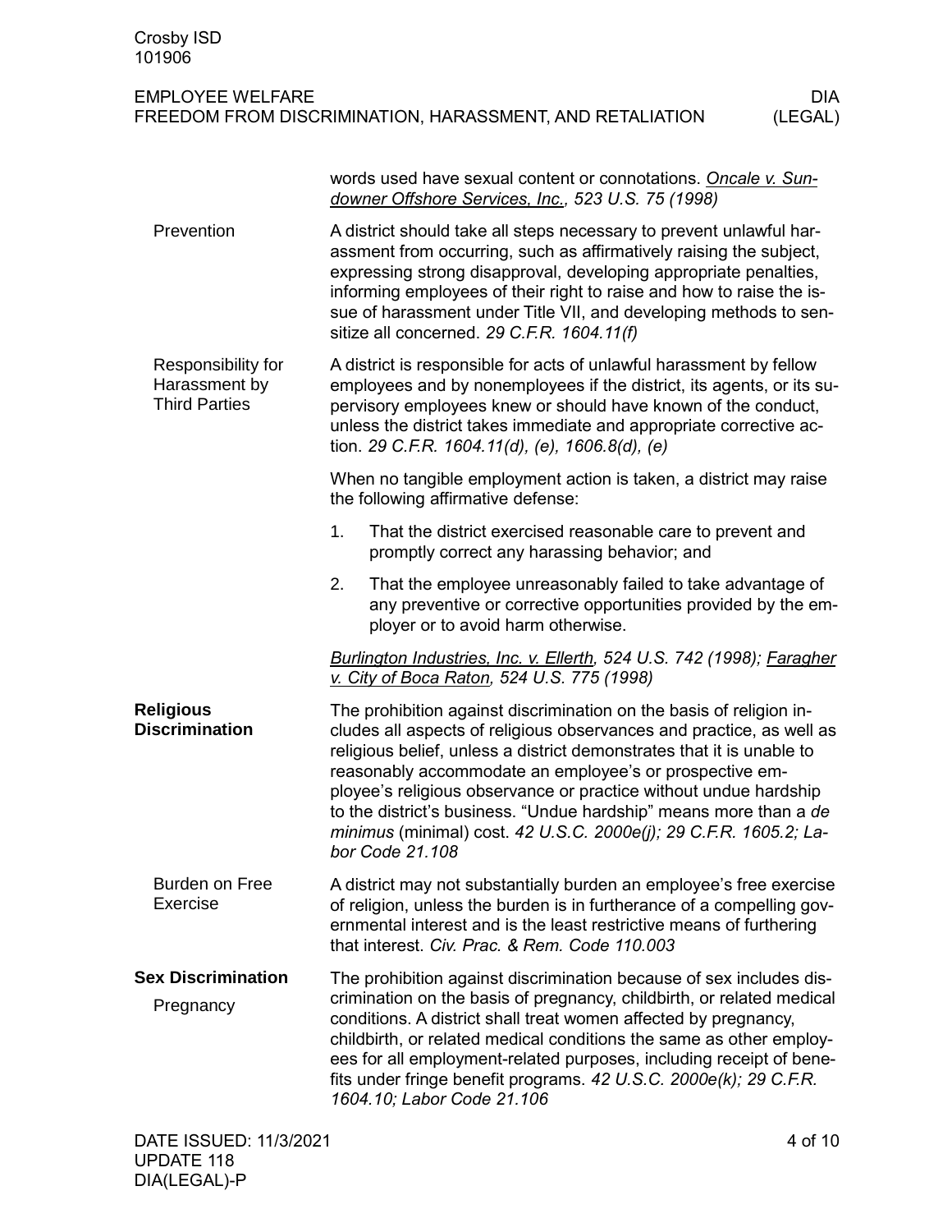words used have sexual content or connotations. *Oncale v. Sundowner Offshore Services, Inc., 523 U.S. 75 (1998)*

### Prevention

A district should take all steps necessary to prevent unlawful harassment from occurring, such as affirmatively raising the subject, expressing strong disapproval, developing appropriate penalties, informing employees of their right to raise and how to raise the issue of harassment under Title VII, and developing methods to sensitize all concerned. *29 C.F.R. 1604.11(f)*

### Responsibility for Harassment by Third Parties

A district is responsible for acts of unlawful harassment by fellow employees and by nonemployees if the district, its agents, or its supervisory employees knew or should have known of the conduct, unless the district takes immediate and appropriate corrective action. *29 C.F.R. 1604.11(d), (e), 1606.8(d), (e)*

When no tangible employment action is taken, a district may raise the following affirmative defense:

1. That the district exercised reasonable care to prevent and promptly correct any harassing behavior; and
2. That the employee unreasonably failed to take advantage of any preventive or corrective opportunities provided by the employer or to avoid harm otherwise.

*Burlington Industries, Inc. v. Ellerth, 524 U.S. 742 (1998); Faragher v. City of Boca Raton, 524 U.S. 775 (1998)*

## Religious Discrimination

The prohibition against discrimination on the basis of religion includes all aspects of religious observances and practice, as well as religious belief, unless a district demonstrates that it is unable to reasonably accommodate an employee's or prospective employee's religious observance or practice without undue hardship to the district's business. "Undue hardship" means more than a *de minimus* (minimal) cost. *42 U.S.C. 2000e(j); 29 C.F.R. 1605.2; Labor Code 21.108*

### Burden on Free Exercise

A district may not substantially burden an employee's free exercise of religion, unless the burden is in furtherance of a compelling governmental interest and is the least restrictive means of furthering that interest. *Civ. Prac. & Rem. Code 110.003*

## Sex Discrimination

### Pregnancy

The prohibition against discrimination because of sex includes discrimination on the basis of pregnancy, childbirth, or related medical conditions. A district shall treat women affected by pregnancy, childbirth, or related medical conditions the same as other employees for all employment-related purposes, including receipt of benefits under fringe benefit programs. *42 U.S.C. 2000e(k); 29 C.F.R. 1604.10; Labor Code 21.106*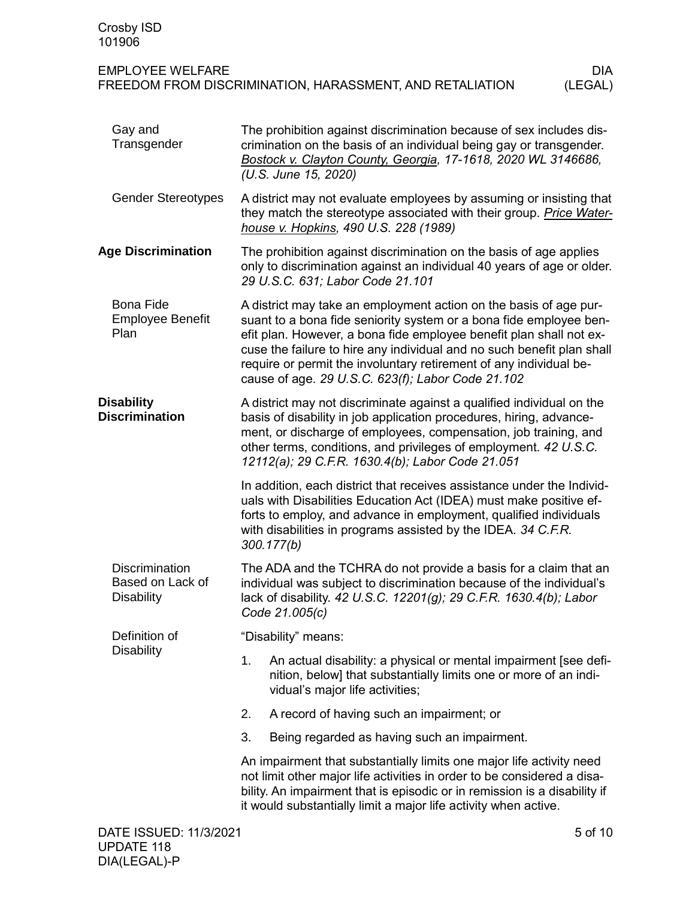#### Gay and Transgender

The prohibition against discrimination because of sex includes discrimination on the basis of an individual being gay or transgender. *Bostock v. Clayton County, Georgia, 17-1618, 2020 WL 3146686, (U.S. June 15, 2020)*

#### Gender Stereotypes

A district may not evaluate employees by assuming or insisting that they match the stereotype associated with their group. *Price Waterhouse v. Hopkins, 490 U.S. 228 (1989)*

### Age Discrimination

The prohibition against discrimination on the basis of age applies only to discrimination against an individual 40 years of age or older. *29 U.S.C. 631; Labor Code 21.101*

#### Bona Fide Employee Benefit Plan

A district may take an employment action on the basis of age pursuant to a bona fide seniority system or a bona fide employee benefit plan. However, a bona fide employee benefit plan shall not excuse the failure to hire any individual and no such benefit plan shall require or permit the involuntary retirement of any individual because of age. *29 U.S.C. 623(f); Labor Code 21.102*

### Disability Discrimination

A district may not discriminate against a qualified individual on the basis of disability in job application procedures, hiring, advancement, or discharge of employees, compensation, job training, and other terms, conditions, and privileges of employment. *42 U.S.C. 12112(a); 29 C.F.R. 1630.4(b); Labor Code 21.051*

In addition, each district that receives assistance under the Individuals with Disabilities Education Act (IDEA) must make positive efforts to employ, and advance in employment, qualified individuals with disabilities in programs assisted by the IDEA. *34 C.F.R. 300.177(b)*

#### Discrimination Based on Lack of Disability

The ADA and the TCHRA do not provide a basis for a claim that an individual was subject to discrimination because of the individual's lack of disability. *42 U.S.C. 12201(g); 29 C.F.R. 1630.4(b); Labor Code 21.005(c)*

#### Definition of Disability

"Disability" means:

1. An actual disability: a physical or mental impairment [see definition, below] that substantially limits one or more of an individual's major life activities;
2. A record of having such an impairment; or
3. Being regarded as having such an impairment.

An impairment that substantially limits one major life activity need not limit other major life activities in order to be considered a disability. An impairment that is episodic or in remission is a disability if it would substantially limit a major life activity when active.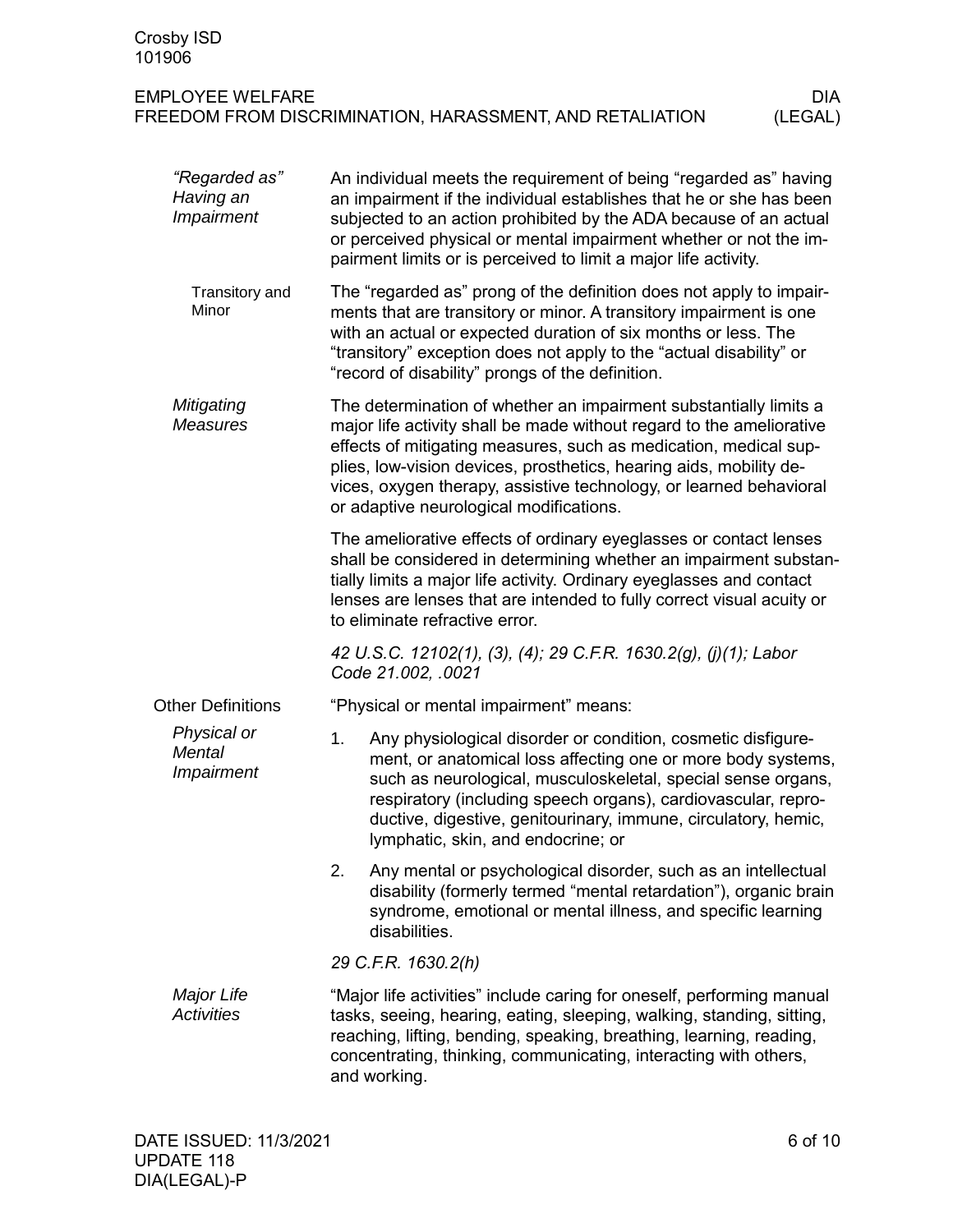#### *"Regarded as" Having an Impairment*

An individual meets the requirement of being "regarded as" having an impairment if the individual establishes that he or she has been subjected to an action prohibited by the ADA because of an actual or perceived physical or mental impairment whether or not the impairment limits or is perceived to limit a major life activity.

##### Transitory and Minor

The "regarded as" prong of the definition does not apply to impairments that are transitory or minor. A transitory impairment is one with an actual or expected duration of six months or less. The "transitory" exception does not apply to the "actual disability" or "record of disability" prongs of the definition.

#### *Mitigating Measures*

The determination of whether an impairment substantially limits a major life activity shall be made without regard to the ameliorative effects of mitigating measures, such as medication, medical supplies, low-vision devices, prosthetics, hearing aids, mobility devices, oxygen therapy, assistive technology, or learned behavioral or adaptive neurological modifications.

The ameliorative effects of ordinary eyeglasses or contact lenses shall be considered in determining whether an impairment substantially limits a major life activity. Ordinary eyeglasses and contact lenses are lenses that are intended to fully correct visual acuity or to eliminate refractive error.

*42 U.S.C. 12102(1), (3), (4); 29 C.F.R. 1630.2(g), (j)(1); Labor Code 21.002, .0021*

### Other Definitions

#### *Physical or Mental Impairment*

"Physical or mental impairment" means:

1. Any physiological disorder or condition, cosmetic disfigurement, or anatomical loss affecting one or more body systems, such as neurological, musculoskeletal, special sense organs, respiratory (including speech organs), cardiovascular, reproductive, digestive, genitourinary, immune, circulatory, hemic, lymphatic, skin, and endocrine; or
2. Any mental or psychological disorder, such as an intellectual disability (formerly termed "mental retardation"), organic brain syndrome, emotional or mental illness, and specific learning disabilities.

*29 C.F.R. 1630.2(h)*

#### *Major Life Activities*

"Major life activities" include caring for oneself, performing manual tasks, seeing, hearing, eating, sleeping, walking, standing, sitting, reaching, lifting, bending, speaking, breathing, learning, reading, concentrating, thinking, communicating, interacting with others, and working.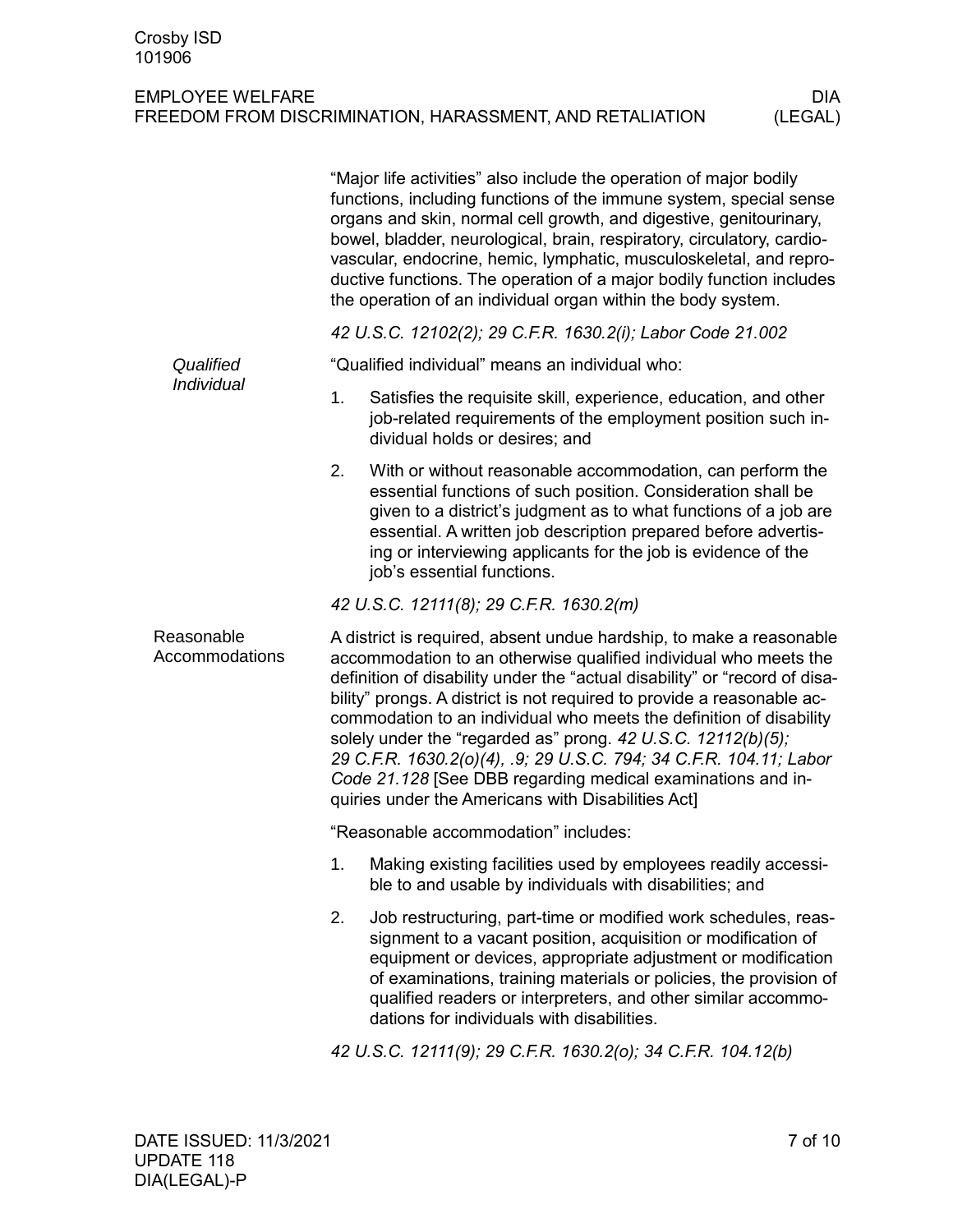"Major life activities" also include the operation of major bodily functions, including functions of the immune system, special sense organs and skin, normal cell growth, and digestive, genitourinary, bowel, bladder, neurological, brain, respiratory, circulatory, cardiovascular, endocrine, hemic, lymphatic, musculoskeletal, and reproductive functions. The operation of a major bodily function includes the operation of an individual organ within the body system.

*42 U.S.C. 12102(2); 29 C.F.R. 1630.2(i); Labor Code 21.002*

#### *Qualified Individual*

"Qualified individual" means an individual who:

1. Satisfies the requisite skill, experience, education, and other job-related requirements of the employment position such individual holds or desires; and
2. With or without reasonable accommodation, can perform the essential functions of such position. Consideration shall be given to a district's judgment as to what functions of a job are essential. A written job description prepared before advertising or interviewing applicants for the job is evidence of the job's essential functions.

*42 U.S.C. 12111(8); 29 C.F.R. 1630.2(m)*

### Reasonable Accommodations

A district is required, absent undue hardship, to make a reasonable accommodation to an otherwise qualified individual who meets the definition of disability under the "actual disability" or "record of disability" prongs. A district is not required to provide a reasonable accommodation to an individual who meets the definition of disability solely under the "regarded as" prong. *42 U.S.C. 12112(b)(5); 29 C.F.R. 1630.2(o)(4), .9; 29 U.S.C. 794; 34 C.F.R. 104.11; Labor Code 21.128* [See DBB regarding medical examinations and inquiries under the Americans with Disabilities Act]

"Reasonable accommodation" includes:

1. Making existing facilities used by employees readily accessible to and usable by individuals with disabilities; and
2. Job restructuring, part-time or modified work schedules, reassignment to a vacant position, acquisition or modification of equipment or devices, appropriate adjustment or modification of examinations, training materials or policies, the provision of qualified readers or interpreters, and other similar accommodations for individuals with disabilities.

*42 U.S.C. 12111(9); 29 C.F.R. 1630.2(o); 34 C.F.R. 104.12(b)*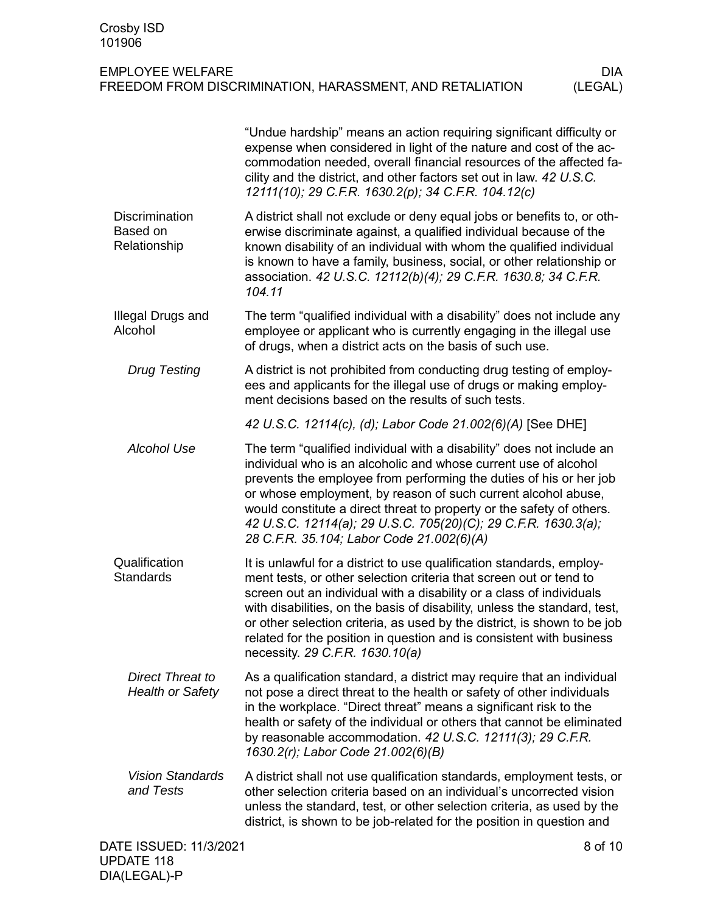"Undue hardship" means an action requiring significant difficulty or expense when considered in light of the nature and cost of the accommodation needed, overall financial resources of the affected facility and the district, and other factors set out in law. *42 U.S.C. 12111(10); 29 C.F.R. 1630.2(p); 34 C.F.R. 104.12(c)*

## Discrimination Based on Relationship

A district shall not exclude or deny equal jobs or benefits to, or otherwise discriminate against, a qualified individual because of the known disability of an individual with whom the qualified individual is known to have a family, business, social, or other relationship or association. *42 U.S.C. 12112(b)(4); 29 C.F.R. 1630.8; 34 C.F.R. 104.11*

## Illegal Drugs and Alcohol

The term "qualified individual with a disability" does not include any employee or applicant who is currently engaging in the illegal use of drugs, when a district acts on the basis of such use.

### *Drug Testing*

A district is not prohibited from conducting drug testing of employees and applicants for the illegal use of drugs or making employment decisions based on the results of such tests.

*42 U.S.C. 12114(c), (d); Labor Code 21.002(6)(A)* [See DHE]

### *Alcohol Use*

The term "qualified individual with a disability" does not include an individual who is an alcoholic and whose current use of alcohol prevents the employee from performing the duties of his or her job or whose employment, by reason of such current alcohol abuse, would constitute a direct threat to property or the safety of others. *42 U.S.C. 12114(a); 29 U.S.C. 705(20)(C); 29 C.F.R. 1630.3(a); 28 C.F.R. 35.104; Labor Code 21.002(6)(A)*

## Qualification Standards

It is unlawful for a district to use qualification standards, employment tests, or other selection criteria that screen out or tend to screen out an individual with a disability or a class of individuals with disabilities, on the basis of disability, unless the standard, test, or other selection criteria, as used by the district, is shown to be job related for the position in question and is consistent with business necessity. *29 C.F.R. 1630.10(a)*

### *Direct Threat to Health or Safety*

As a qualification standard, a district may require that an individual not pose a direct threat to the health or safety of other individuals in the workplace. "Direct threat" means a significant risk to the health or safety of the individual or others that cannot be eliminated by reasonable accommodation. *42 U.S.C. 12111(3); 29 C.F.R. 1630.2(r); Labor Code 21.002(6)(B)*

### *Vision Standards and Tests*

A district shall not use qualification standards, employment tests, or other selection criteria based on an individual's uncorrected vision unless the standard, test, or other selection criteria, as used by the district, is shown to be job-related for the position in question and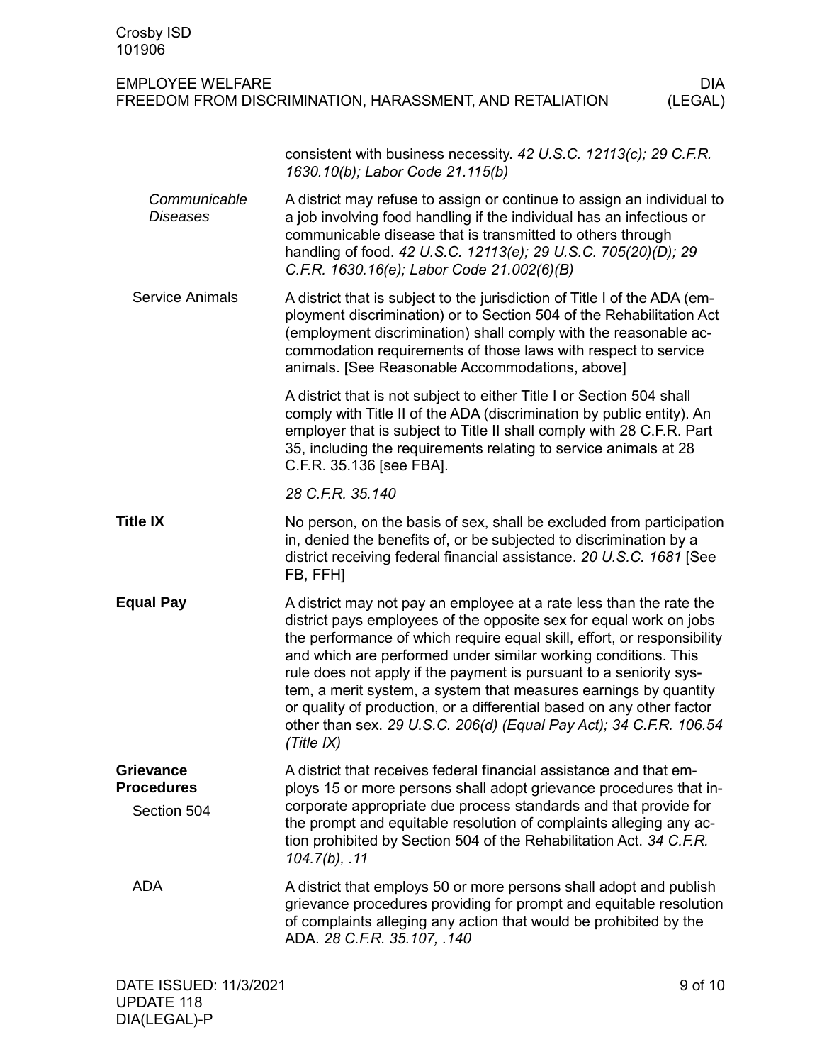consistent with business necessity. *42 U.S.C. 12113(c); 29 C.F.R. 1630.10(b); Labor Code 21.115(b)*

*Communicable Diseases*

A district may refuse to assign or continue to assign an individual to a job involving food handling if the individual has an infectious or communicable disease that is transmitted to others through handling of food. *42 U.S.C. 12113(e); 29 U.S.C. 705(20)(D); 29 C.F.R. 1630.16(e); Labor Code 21.002(6)(B)*

Service Animals

A district that is subject to the jurisdiction of Title I of the ADA (employment discrimination) or to Section 504 of the Rehabilitation Act (employment discrimination) shall comply with the reasonable accommodation requirements of those laws with respect to service animals. [See Reasonable Accommodations, above]

A district that is not subject to either Title I or Section 504 shall comply with Title II of the ADA (discrimination by public entity). An employer that is subject to Title II shall comply with 28 C.F.R. Part 35, including the requirements relating to service animals at 28 C.F.R. 35.136 [see FBA].

*28 C.F.R. 35.140*

**Title IX**

No person, on the basis of sex, shall be excluded from participation in, denied the benefits of, or be subjected to discrimination by a district receiving federal financial assistance. *20 U.S.C. 1681* [See FB, FFH]

**Equal Pay**

A district may not pay an employee at a rate less than the rate the district pays employees of the opposite sex for equal work on jobs the performance of which require equal skill, effort, or responsibility and which are performed under similar working conditions. This rule does not apply if the payment is pursuant to a seniority system, a merit system, a system that measures earnings by quantity or quality of production, or a differential based on any other factor other than sex. *29 U.S.C. 206(d) (Equal Pay Act); 34 C.F.R. 106.54 (Title IX)*

**Grievance Procedures**

Section 504

A district that receives federal financial assistance and that employs 15 or more persons shall adopt grievance procedures that incorporate appropriate due process standards and that provide for the prompt and equitable resolution of complaints alleging any action prohibited by Section 504 of the Rehabilitation Act. *34 C.F.R. 104.7(b), .11*

ADA

A district that employs 50 or more persons shall adopt and publish grievance procedures providing for prompt and equitable resolution of complaints alleging any action that would be prohibited by the ADA. *28 C.F.R. 35.107, .140*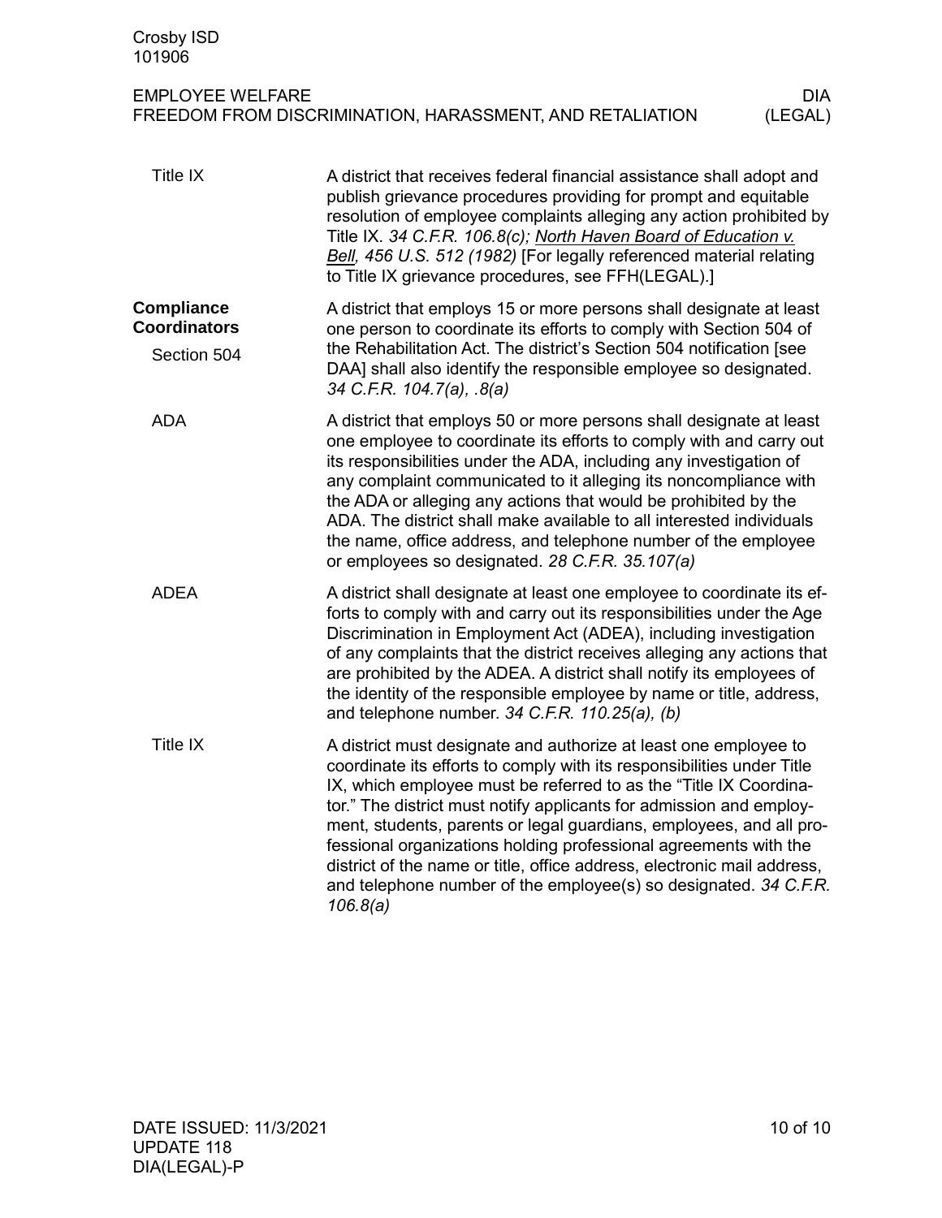### Title IX

A district that receives federal financial assistance shall adopt and publish grievance procedures providing for prompt and equitable resolution of employee complaints alleging any action prohibited by Title IX. *34 C.F.R. 106.8(c); North Haven Board of Education v. Bell, 456 U.S. 512 (1982)* [For legally referenced material relating to Title IX grievance procedures, see FFH(LEGAL).]

## Compliance Coordinators

### Section 504

A district that employs 15 or more persons shall designate at least one person to coordinate its efforts to comply with Section 504 of the Rehabilitation Act. The district's Section 504 notification [see DAA] shall also identify the responsible employee so designated. *34 C.F.R. 104.7(a), .8(a)*

### ADA

A district that employs 50 or more persons shall designate at least one employee to coordinate its efforts to comply with and carry out its responsibilities under the ADA, including any investigation of any complaint communicated to it alleging its noncompliance with the ADA or alleging any actions that would be prohibited by the ADA. The district shall make available to all interested individuals the name, office address, and telephone number of the employee or employees so designated. *28 C.F.R. 35.107(a)*

### ADEA

A district shall designate at least one employee to coordinate its efforts to comply with and carry out its responsibilities under the Age Discrimination in Employment Act (ADEA), including investigation of any complaints that the district receives alleging any actions that are prohibited by the ADEA. A district shall notify its employees of the identity of the responsible employee by name or title, address, and telephone number. *34 C.F.R. 110.25(a), (b)*

### Title IX

A district must designate and authorize at least one employee to coordinate its efforts to comply with its responsibilities under Title IX, which employee must be referred to as the "Title IX Coordinator." The district must notify applicants for admission and employment, students, parents or legal guardians, employees, and all professional organizations holding professional agreements with the district of the name or title, office address, electronic mail address, and telephone number of the employee(s) so designated. *34 C.F.R. 106.8(a)*